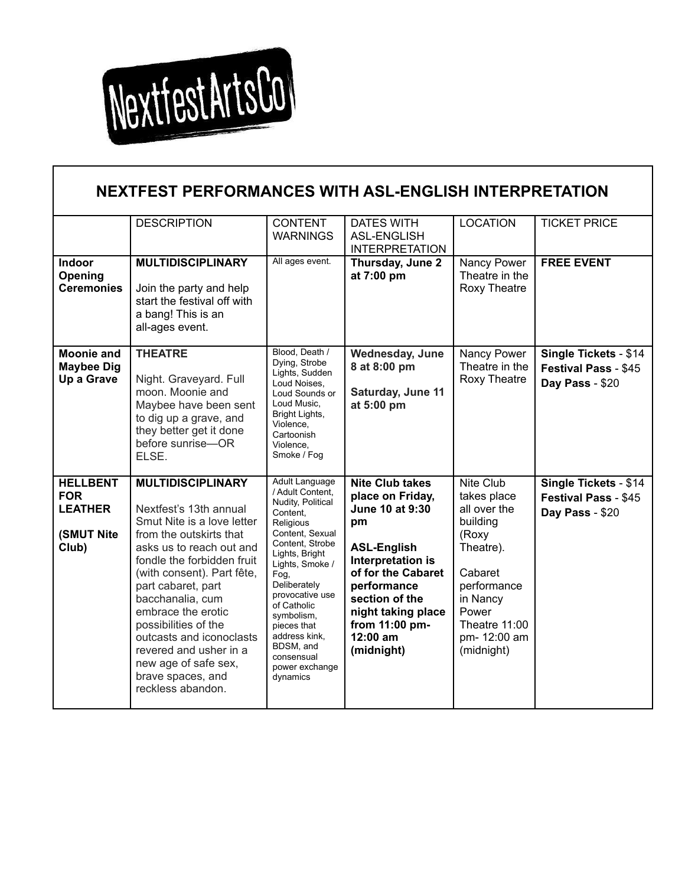NextfestArtsCo

# NEXTFEST PERFORMANCES WITH ASL-ENGLISH INTERPRETATION

| | DESCRIPTION | CONTENT WARNINGS | DATES WITH ASL-ENGLISH INTERPRETATION | LOCATION | TICKET PRICE |
|---|---|---|---|---|---|
| **Indoor Opening Ceremonies** | **MULTIDISCIPLINARY**<br><br>Join the party and help start the festival off with a bang! This is an all-ages event. | All ages event. | **Thursday, June 2 at 7:00 pm** | Nancy Power Theatre in the Roxy Theatre | **FREE EVENT** |
| **Moonie and Maybee Dig Up a Grave** | **THEATRE**<br><br>Night. Graveyard. Full moon. Moonie and Maybee have been sent to dig up a grave, and they better get it done before sunrise—OR ELSE. | Blood, Death / Dying, Strobe Lights, Sudden Loud Noises, Loud Sounds or Loud Music, Bright Lights, Violence, Cartoonish Violence, Smoke / Fog | **Wednesday, June 8 at 8:00 pm**<br><br>**Saturday, June 11 at 5:00 pm** | Nancy Power Theatre in the Roxy Theatre | **Single Tickets** - $14<br>**Festival Pass** - $45<br>**Day Pass** - $20 |
| **HELLBENT FOR LEATHER**<br><br>**(SMUT Nite Club)** | **MULTIDISCIPLINARY**<br><br>Nextfest's 13th annual Smut Nite is a love letter from the outskirts that asks us to reach out and fondle the forbidden fruit (with consent). Part fête, part cabaret, part bacchanalia, cum embrace the erotic possibilities of the outcasts and iconoclasts revered and usher in a new age of safe sex, brave spaces, and reckless abandon. | Adult Language / Adult Content, Nudity, Political Content, Religious Content, Sexual Content, Strobe Lights, Bright Lights, Smoke / Fog, Deliberately provocative use of Catholic symbolism, pieces that address kink, BDSM, and consensual power exchange dynamics | **Nite Club takes place on Friday, June 10 at 9:30 pm**<br><br>**ASL-English Interpretation is of for the Cabaret performance section of the night taking place from 11:00 pm- 12:00 am (midnight)** | Nite Club takes place all over the building (Roxy Theatre).<br><br>Cabaret performance in Nancy Power Theatre 11:00 pm- 12:00 am (midnight) | **Single Tickets** - $14<br>**Festival Pass** - $45<br>**Day Pass** - $20 |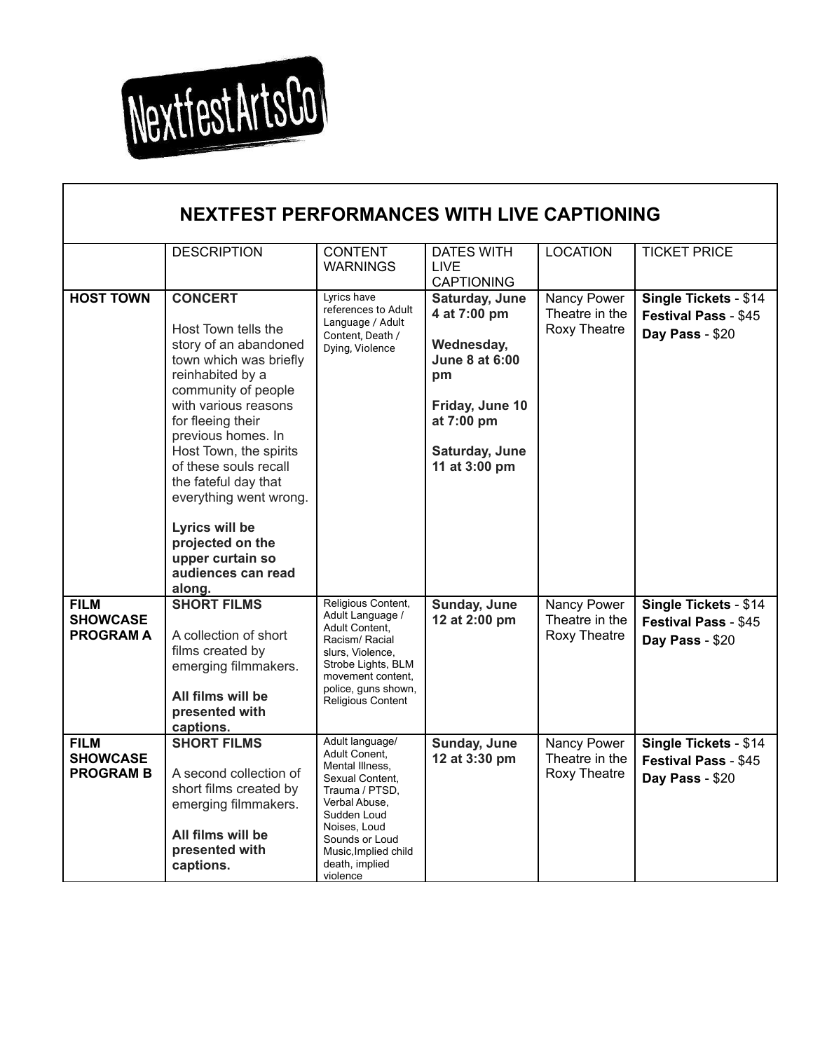NextfestArtsCo

| NEXTFEST PERFORMANCES WITH LIVE CAPTIONING | | | | | |
|---|---|---|---|---|---|
| | DESCRIPTION | CONTENT WARNINGS | DATES WITH LIVE CAPTIONING | LOCATION | TICKET PRICE |
| **HOST TOWN** | **CONCERT**<br><br>Host Town tells the story of an abandoned town which was briefly reinhabited by a community of people with various reasons for fleeing their previous homes. In Host Town, the spirits of these souls recall the fateful day that everything went wrong.<br><br>**Lyrics will be projected on the upper curtain so audiences can read along.** | Lyrics have references to Adult Language / Adult Content, Death / Dying, Violence | **Saturday, June 4 at 7:00 pm**<br><br>**Wednesday, June 8 at 6:00 pm**<br><br>**Friday, June 10 at 7:00 pm**<br><br>**Saturday, June 11 at 3:00 pm** | Nancy Power Theatre in the Roxy Theatre | **Single Tickets** - $14<br>**Festival Pass** - $45<br>**Day Pass** - $20 |
| **FILM SHOWCASE PROGRAM A** | **SHORT FILMS**<br><br>A collection of short films created by emerging filmmakers.<br><br>**All films will be presented with captions.** | Religious Content, Adult Language / Adult Content, Racism/ Racial slurs, Violence, Strobe Lights, BLM movement content, police, guns shown, Religious Content | **Sunday, June 12 at 2:00 pm** | Nancy Power Theatre in the Roxy Theatre | **Single Tickets** - $14<br>**Festival Pass** - $45<br>**Day Pass** - $20 |
| **FILM SHOWCASE PROGRAM B** | **SHORT FILMS**<br><br>A second collection of short films created by emerging filmmakers.<br><br>**All films will be presented with captions.** | Adult language/ Adult Conent, Mental Illness, Sexual Content, Trauma / PTSD, Verbal Abuse, Sudden Loud Noises, Loud Sounds or Loud Music,Implied child death, implied violence | **Sunday, June 12 at 3:30 pm** | Nancy Power Theatre in the Roxy Theatre | **Single Tickets** - $14<br>**Festival Pass** - $45<br>**Day Pass** - $20 |